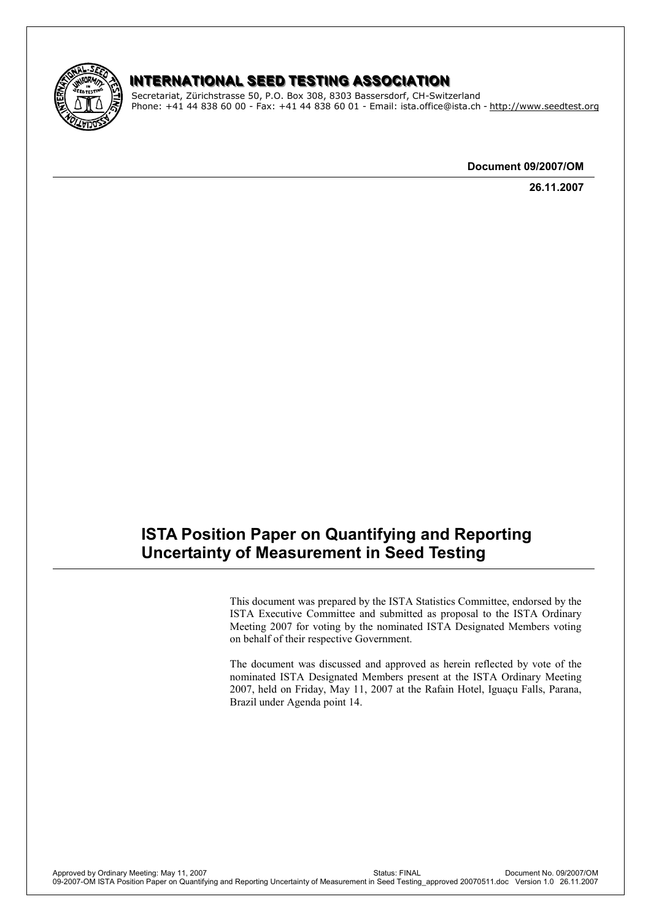# INTERNATIONAL SEED TESTING ASSOCIATION

Secretariat, Zürichstrasse 50, P.O. Box 308, 8303 Bassersdorf, CH-Switzerland
Phone: +41 44 838 60 00 - Fax: +41 44 838 60 01 - Email: ista.office@ista.ch - http://www.seedtest.org

**Document 09/2007/OM**

**26.11.2007**

## ISTA Position Paper on Quantifying and Reporting Uncertainty of Measurement in Seed Testing

This document was prepared by the ISTA Statistics Committee, endorsed by the ISTA Executive Committee and submitted as proposal to the ISTA Ordinary Meeting 2007 for voting by the nominated ISTA Designated Members voting on behalf of their respective Government.

The document was discussed and approved as herein reflected by vote of the nominated ISTA Designated Members present at the ISTA Ordinary Meeting 2007, held on Friday, May 11, 2007 at the Rafain Hotel, Iguaçu Falls, Parana, Brazil under Agenda point 14.

Approved by Ordinary Meeting: May 11, 2007 Status: FINAL Document No. 09/2007/OM
09-2007-OM ISTA Position Paper on Quantifying and Reporting Uncertainty of Measurement in Seed Testing_approved 20070511.doc Version 1.0 26.11.2007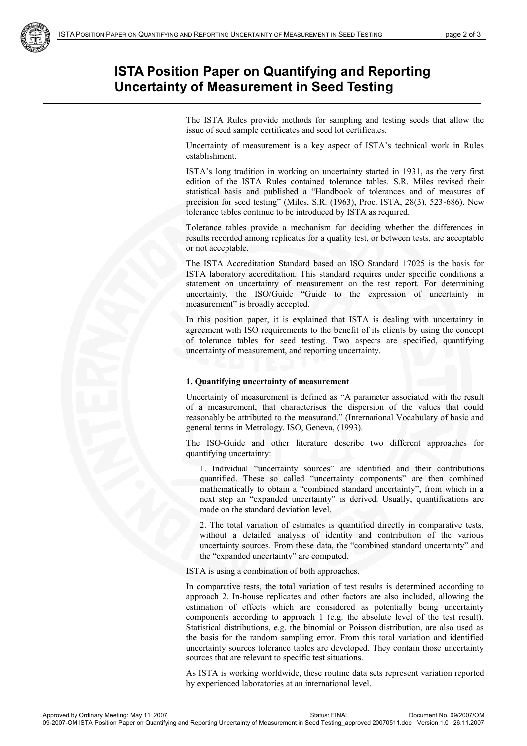# ISTA Position Paper on Quantifying and Reporting Uncertainty of Measurement in Seed Testing

The ISTA Rules provide methods for sampling and testing seeds that allow the issue of seed sample certificates and seed lot certificates.

Uncertainty of measurement is a key aspect of ISTA's technical work in Rules establishment.

ISTA's long tradition in working on uncertainty started in 1931, as the very first edition of the ISTA Rules contained tolerance tables. S.R. Miles revised their statistical basis and published a "Handbook of tolerances and of measures of precision for seed testing" (Miles, S.R. (1963), Proc. ISTA, 28(3), 523-686). New tolerance tables continue to be introduced by ISTA as required.

Tolerance tables provide a mechanism for deciding whether the differences in results recorded among replicates for a quality test, or between tests, are acceptable or not acceptable.

The ISTA Accreditation Standard based on ISO Standard 17025 is the basis for ISTA laboratory accreditation. This standard requires under specific conditions a statement on uncertainty of measurement on the test report. For determining uncertainty, the ISO/Guide "Guide to the expression of uncertainty in measurement" is broadly accepted.

In this position paper, it is explained that ISTA is dealing with uncertainty in agreement with ISO requirements to the benefit of its clients by using the concept of tolerance tables for seed testing. Two aspects are specified, quantifying uncertainty of measurement, and reporting uncertainty.

**1. Quantifying uncertainty of measurement**

Uncertainty of measurement is defined as "A parameter associated with the result of a measurement, that characterises the dispersion of the values that could reasonably be attributed to the measurand." (International Vocabulary of basic and general terms in Metrology. ISO, Geneva, (1993).

The ISO-Guide and other literature describe two different approaches for quantifying uncertainty:

1. Individual "uncertainty sources" are identified and their contributions quantified. These so called "uncertainty components" are then combined mathematically to obtain a "combined standard uncertainty", from which in a next step an "expanded uncertainty" is derived. Usually, quantifications are made on the standard deviation level.

2. The total variation of estimates is quantified directly in comparative tests, without a detailed analysis of identity and contribution of the various uncertainty sources. From these data, the "combined standard uncertainty" and the "expanded uncertainty" are computed.

ISTA is using a combination of both approaches.

In comparative tests, the total variation of test results is determined according to approach 2. In-house replicates and other factors are also included, allowing the estimation of effects which are considered as potentially being uncertainty components according to approach 1 (e.g. the absolute level of the test result). Statistical distributions, e.g. the binomial or Poisson distribution, are also used as the basis for the random sampling error. From this total variation and identified uncertainty sources tolerance tables are developed. They contain those uncertainty sources that are relevant to specific test situations.

As ISTA is working worldwide, these routine data sets represent variation reported by experienced laboratories at an international level.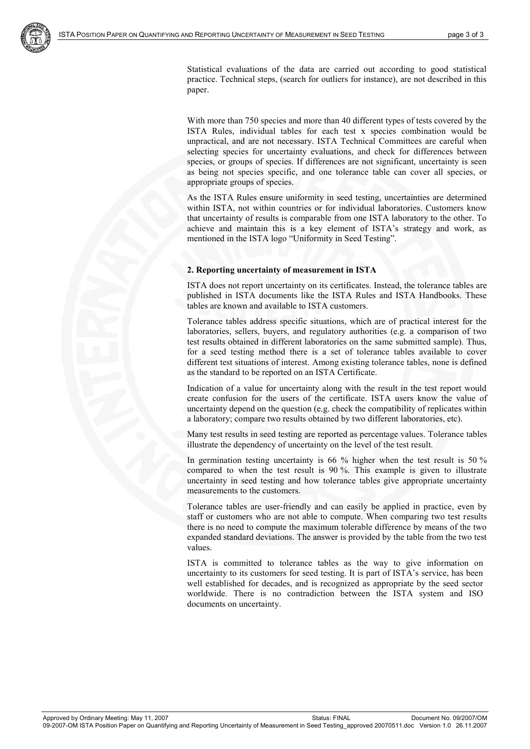Statistical evaluations of the data are carried out according to good statistical practice. Technical steps, (search for outliers for instance), are not described in this paper.

With more than 750 species and more than 40 different types of tests covered by the ISTA Rules, individual tables for each test x species combination would be unpractical, and are not necessary. ISTA Technical Committees are careful when selecting species for uncertainty evaluations, and check for differences between species, or groups of species. If differences are not significant, uncertainty is seen as being not species specific, and one tolerance table can cover all species, or appropriate groups of species.

As the ISTA Rules ensure uniformity in seed testing, uncertainties are determined within ISTA, not within countries or for individual laboratories. Customers know that uncertainty of results is comparable from one ISTA laboratory to the other. To achieve and maintain this is a key element of ISTA's strategy and work, as mentioned in the ISTA logo "Uniformity in Seed Testing".

## 2. Reporting uncertainty of measurement in ISTA

ISTA does not report uncertainty on its certificates. Instead, the tolerance tables are published in ISTA documents like the ISTA Rules and ISTA Handbooks. These tables are known and available to ISTA customers.

Tolerance tables address specific situations, which are of practical interest for the laboratories, sellers, buyers, and regulatory authorities (e.g. a comparison of two test results obtained in different laboratories on the same submitted sample). Thus, for a seed testing method there is a set of tolerance tables available to cover different test situations of interest. Among existing tolerance tables, none is defined as the standard to be reported on an ISTA Certificate.

Indication of a value for uncertainty along with the result in the test report would create confusion for the users of the certificate. ISTA users know the value of uncertainty depend on the question (e.g. check the compatibility of replicates within a laboratory; compare two results obtained by two different laboratories, etc).

Many test results in seed testing are reported as percentage values. Tolerance tables illustrate the dependency of uncertainty on the level of the test result.

In germination testing uncertainty is 66 % higher when the test result is 50 % compared to when the test result is 90 %. This example is given to illustrate uncertainty in seed testing and how tolerance tables give appropriate uncertainty measurements to the customers.

Tolerance tables are user-friendly and can easily be applied in practice, even by staff or customers who are not able to compute. When comparing two test results there is no need to compute the maximum tolerable difference by means of the two expanded standard deviations. The answer is provided by the table from the two test values.

ISTA is committed to tolerance tables as the way to give information on uncertainty to its customers for seed testing. It is part of ISTA's service, has been well established for decades, and is recognized as appropriate by the seed sector worldwide. There is no contradiction between the ISTA system and ISO documents on uncertainty.